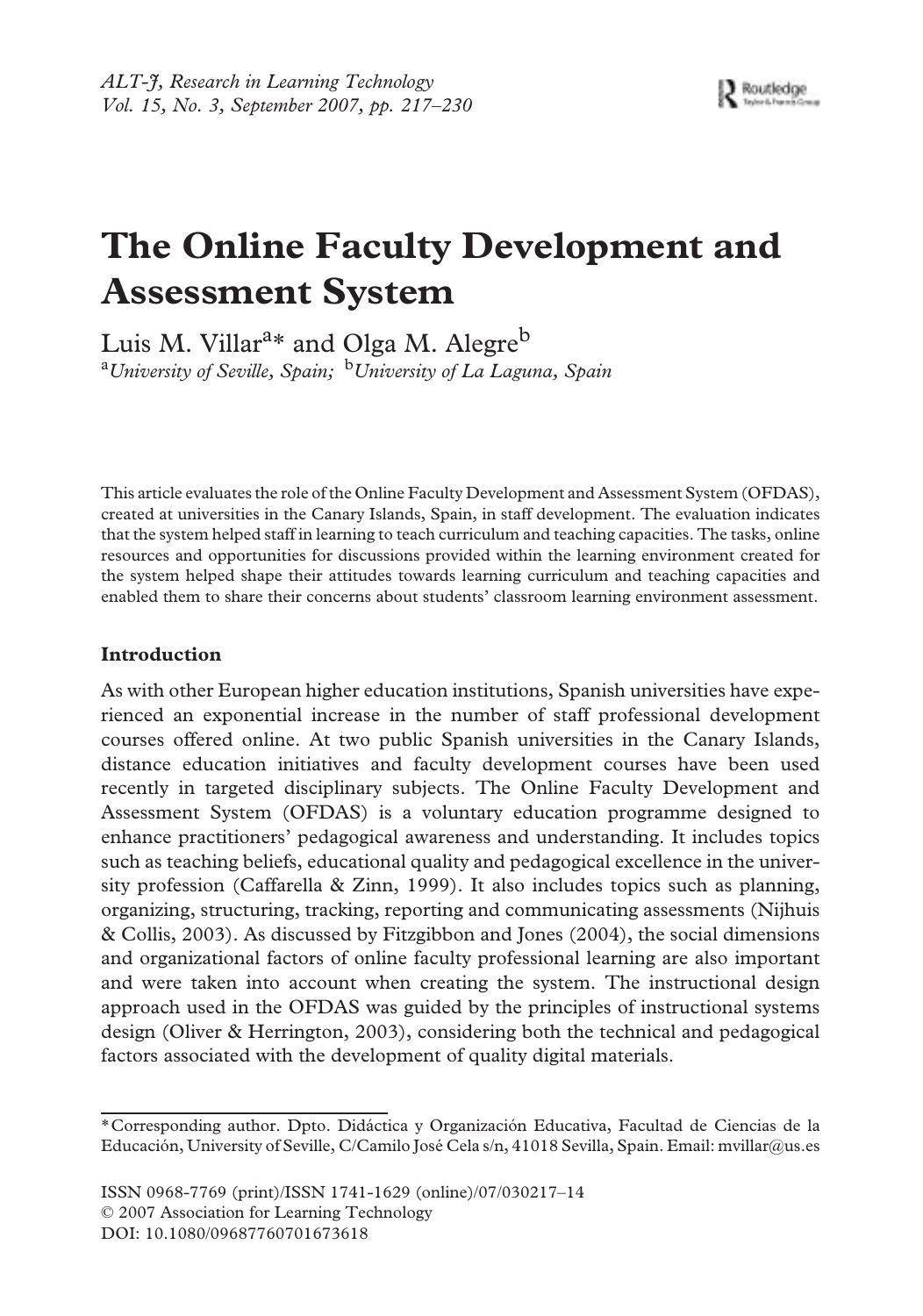# The Online Faculty Development and Assessment System

Luis M. Villar[a]* and Olga M. Alegre[b]

[a]*University of Seville, Spain;* [b]*University of La Laguna, Spain*

This article evaluates the role of the Online Faculty Development and Assessment System (OFDAS), created at universities in the Canary Islands, Spain, in staff development. The evaluation indicates that the system helped staff in learning to teach curriculum and teaching capacities. The tasks, online resources and opportunities for discussions provided within the learning environment created for the system helped shape their attitudes towards learning curriculum and teaching capacities and enabled them to share their concerns about students' classroom learning environment assessment.

## Introduction

As with other European higher education institutions, Spanish universities have experienced an exponential increase in the number of staff professional development courses offered online. At two public Spanish universities in the Canary Islands, distance education initiatives and faculty development courses have been used recently in targeted disciplinary subjects. The Online Faculty Development and Assessment System (OFDAS) is a voluntary education programme designed to enhance practitioners' pedagogical awareness and understanding. It includes topics such as teaching beliefs, educational quality and pedagogical excellence in the university profession (Caffarella & Zinn, 1999). It also includes topics such as planning, organizing, structuring, tracking, reporting and communicating assessments (Nijhuis & Collis, 2003). As discussed by Fitzgibbon and Jones (2004), the social dimensions and organizational factors of online faculty professional learning are also important and were taken into account when creating the system. The instructional design approach used in the OFDAS was guided by the principles of instructional systems design (Oliver & Herrington, 2003), considering both the technical and pedagogical factors associated with the development of quality digital materials.

---

*Corresponding author. Dpto. Didáctica y Organización Educativa, Facultad de Ciencias de la Educación, University of Seville, C/Camilo José Cela s/n, 41018 Sevilla, Spain. Email: mvillar@us.es

ISSN 0968-7769 (print)/ISSN 1741-1629 (online)/07/030217–14
© 2007 Association for Learning Technology
DOI: 10.1080/09687760701673618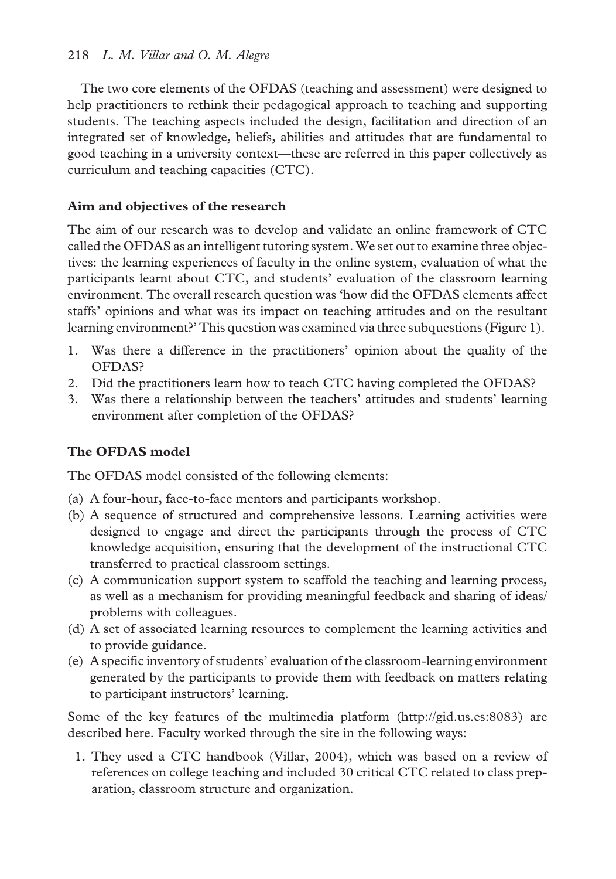The two core elements of the OFDAS (teaching and assessment) were designed to help practitioners to rethink their pedagogical approach to teaching and supporting students. The teaching aspects included the design, facilitation and direction of an integrated set of knowledge, beliefs, abilities and attitudes that are fundamental to good teaching in a university context—these are referred in this paper collectively as curriculum and teaching capacities (CTC).

### Aim and objectives of the research

The aim of our research was to develop and validate an online framework of CTC called the OFDAS as an intelligent tutoring system. We set out to examine three objectives: the learning experiences of faculty in the online system, evaluation of what the participants learnt about CTC, and students' evaluation of the classroom learning environment. The overall research question was 'how did the OFDAS elements affect staffs' opinions and what was its impact on teaching attitudes and on the resultant learning environment?' This question was examined via three subquestions (Figure 1).

1. Was there a difference in the practitioners' opinion about the quality of the OFDAS?
2. Did the practitioners learn how to teach CTC having completed the OFDAS?
3. Was there a relationship between the teachers' attitudes and students' learning environment after completion of the OFDAS?

### The OFDAS model

The OFDAS model consisted of the following elements:

(a) A four-hour, face-to-face mentors and participants workshop.
(b) A sequence of structured and comprehensive lessons. Learning activities were designed to engage and direct the participants through the process of CTC knowledge acquisition, ensuring that the development of the instructional CTC transferred to practical classroom settings.
(c) A communication support system to scaffold the teaching and learning process, as well as a mechanism for providing meaningful feedback and sharing of ideas/problems with colleagues.
(d) A set of associated learning resources to complement the learning activities and to provide guidance.
(e) A specific inventory of students' evaluation of the classroom-learning environment generated by the participants to provide them with feedback on matters relating to participant instructors' learning.

Some of the key features of the multimedia platform (http://gid.us.es:8083) are described here. Faculty worked through the site in the following ways:

1. They used a CTC handbook (Villar, 2004), which was based on a review of references on college teaching and included 30 critical CTC related to class preparation, classroom structure and organization.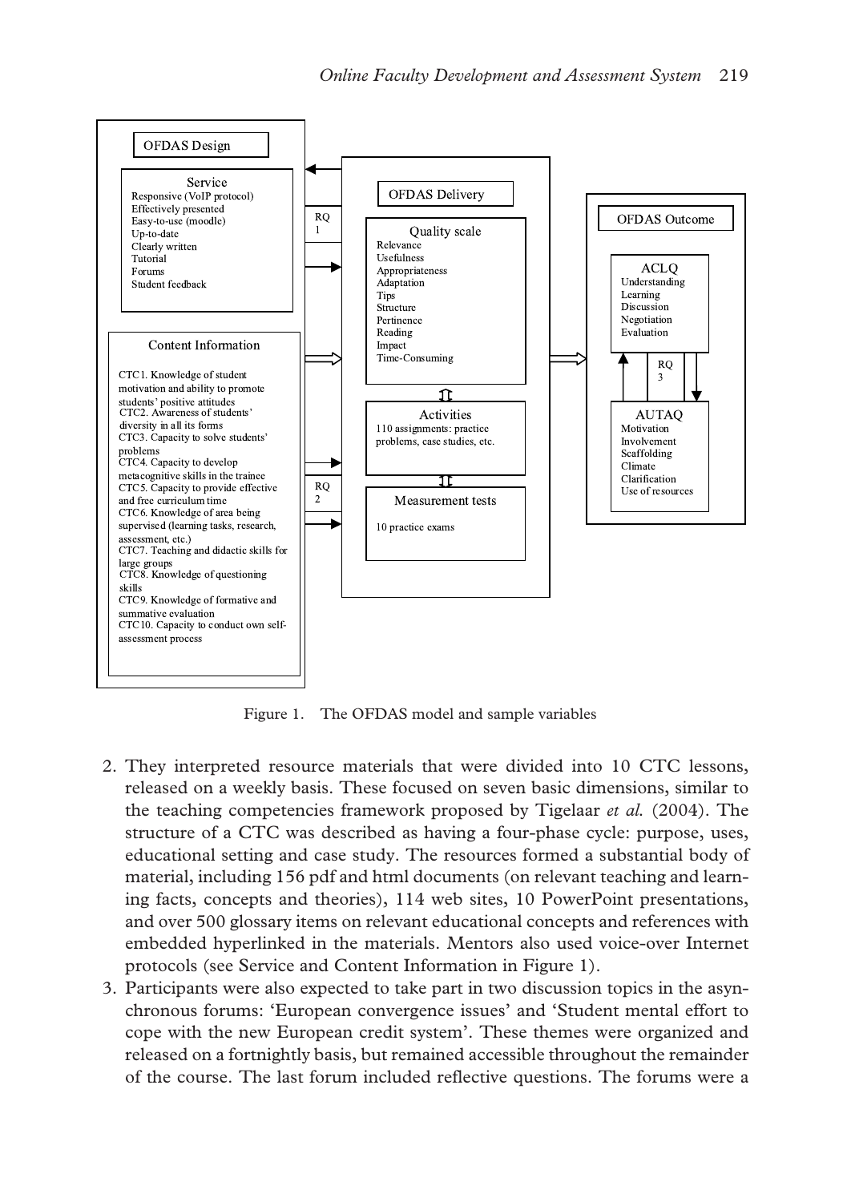**OFDAS Design**

**Service**
- Responsive (VoIP protocol)
- Effectively presented
- Easy-to-use (moodle)
- Up-to-date
- Clearly written
- Tutorial
- Forums
- Student feedback

**Content Information**
- CTC1. Knowledge of student motivation and ability to promote students' positive attitudes
- CTC2. Awareness of students' diversity in all its forms
- CTC3. Capacity to solve students' problems
- CTC4. Capacity to develop metacognitive skills in the trainee
- CTC5. Capacity to provide effective and free curriculum time
- CTC6. Knowledge of area being supervised (learning tasks, research, assessment, etc.)
- CTC7. Teaching and didactic skills for large groups
- CTC8. Knowledge of questioning skills
- CTC9. Knowledge of formative and summative evaluation
- CTC10. Capacity to conduct own self-assessment process

RQ 1

RQ 2

**OFDAS Delivery**

**Quality scale**
- Relevance
- Usefulness
- Appropriateness
- Adaptation
- Tips
- Structure
- Pertinence
- Reading
- Impact
- Time-Consuming

**Activities**
110 assignments: practice problems, case studies, etc.

**Measurement tests**
10 practice exams

**OFDAS Outcome**

**ACLQ**
- Understanding
- Learning
- Discussion
- Negotiation
- Evaluation

RQ 3

**AUTAQ**
- Motivation
- Involvement
- Scaffolding
- Climate
- Clarification
- Use of resources

Figure 1. The OFDAS model and sample variables

2. They interpreted resource materials that were divided into 10 CTC lessons, released on a weekly basis. These focused on seven basic dimensions, similar to the teaching competencies framework proposed by Tigelaar *et al.* (2004). The structure of a CTC was described as having a four-phase cycle: purpose, uses, educational setting and case study. The resources formed a substantial body of material, including 156 pdf and html documents (on relevant teaching and learning facts, concepts and theories), 114 web sites, 10 PowerPoint presentations, and over 500 glossary items on relevant educational concepts and references with embedded hyperlinked in the materials. Mentors also used voice-over Internet protocols (see Service and Content Information in Figure 1).
3. Participants were also expected to take part in two discussion topics in the asynchronous forums: 'European convergence issues' and 'Student mental effort to cope with the new European credit system'. These themes were organized and released on a fortnightly basis, but remained accessible throughout the remainder of the course. The last forum included reflective questions. The forums were a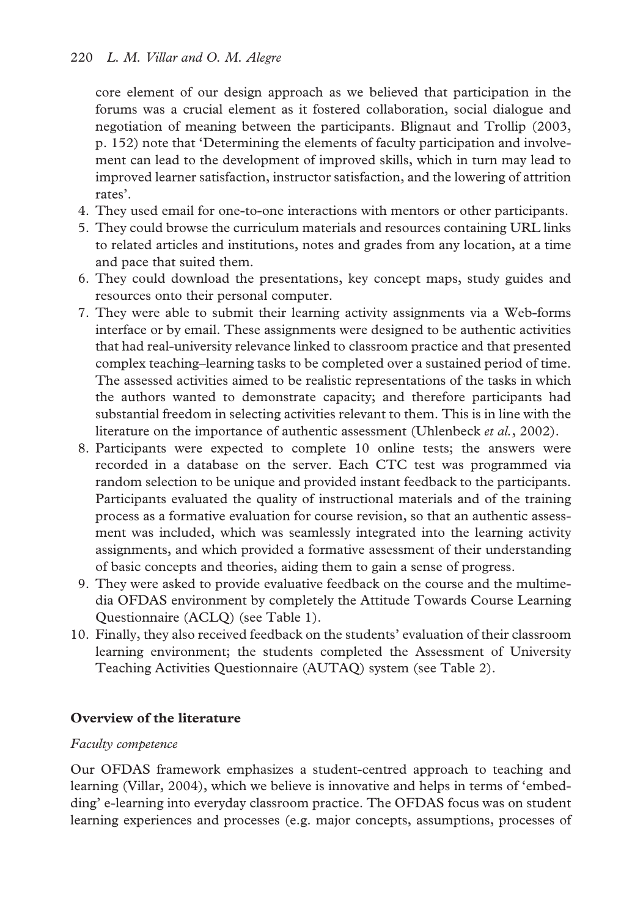core element of our design approach as we believed that participation in the forums was a crucial element as it fostered collaboration, social dialogue and negotiation of meaning between the participants. Blignaut and Trollip (2003, p. 152) note that 'Determining the elements of faculty participation and involvement can lead to the development of improved skills, which in turn may lead to improved learner satisfaction, instructor satisfaction, and the lowering of attrition rates'.

4. They used email for one-to-one interactions with mentors or other participants.
5. They could browse the curriculum materials and resources containing URL links to related articles and institutions, notes and grades from any location, at a time and pace that suited them.
6. They could download the presentations, key concept maps, study guides and resources onto their personal computer.
7. They were able to submit their learning activity assignments via a Web-forms interface or by email. These assignments were designed to be authentic activities that had real-university relevance linked to classroom practice and that presented complex teaching–learning tasks to be completed over a sustained period of time. The assessed activities aimed to be realistic representations of the tasks in which the authors wanted to demonstrate capacity; and therefore participants had substantial freedom in selecting activities relevant to them. This is in line with the literature on the importance of authentic assessment (Uhlenbeck *et al.*, 2002).
8. Participants were expected to complete 10 online tests; the answers were recorded in a database on the server. Each CTC test was programmed via random selection to be unique and provided instant feedback to the participants. Participants evaluated the quality of instructional materials and of the training process as a formative evaluation for course revision, so that an authentic assessment was included, which was seamlessly integrated into the learning activity assignments, and which provided a formative assessment of their understanding of basic concepts and theories, aiding them to gain a sense of progress.
9. They were asked to provide evaluative feedback on the course and the multimedia OFDAS environment by completely the Attitude Towards Course Learning Questionnaire (ACLQ) (see Table 1).
10. Finally, they also received feedback on the students' evaluation of their classroom learning environment; the students completed the Assessment of University Teaching Activities Questionnaire (AUTAQ) system (see Table 2).

## Overview of the literature

### *Faculty competence*

Our OFDAS framework emphasizes a student-centred approach to teaching and learning (Villar, 2004), which we believe is innovative and helps in terms of 'embedding' e-learning into everyday classroom practice. The OFDAS focus was on student learning experiences and processes (e.g. major concepts, assumptions, processes of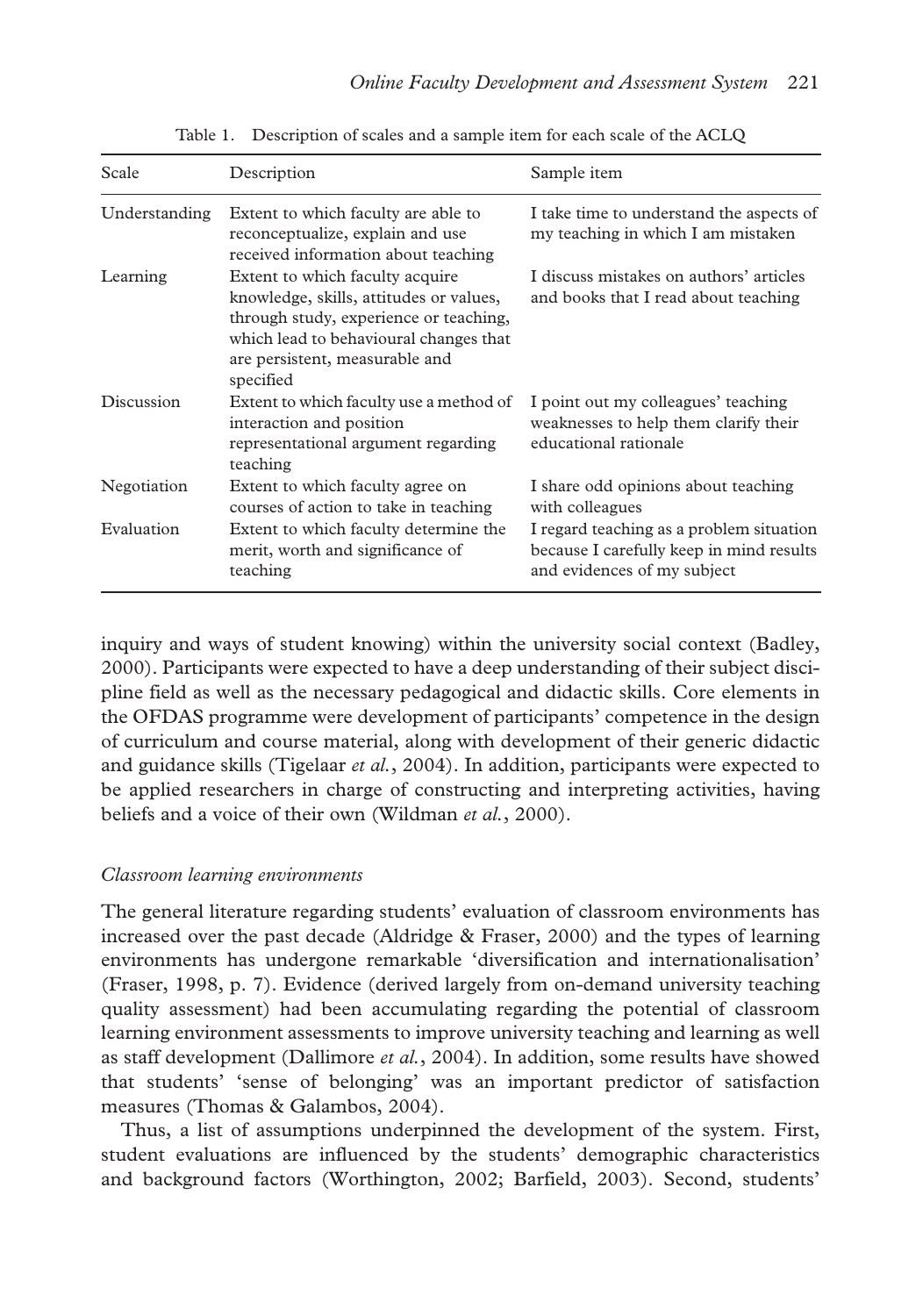Table 1. Description of scales and a sample item for each scale of the ACLQ

| Scale | Description | Sample item |
|---|---|---|
| Understanding | Extent to which faculty are able to reconceptualize, explain and use received information about teaching | I take time to understand the aspects of my teaching in which I am mistaken |
| Learning | Extent to which faculty acquire knowledge, skills, attitudes or values, through study, experience or teaching, which lead to behavioural changes that are persistent, measurable and specified | I discuss mistakes on authors' articles and books that I read about teaching |
| Discussion | Extent to which faculty use a method of interaction and position representational argument regarding teaching | I point out my colleagues' teaching weaknesses to help them clarify their educational rationale |
| Negotiation | Extent to which faculty agree on courses of action to take in teaching | I share odd opinions about teaching with colleagues |
| Evaluation | Extent to which faculty determine the merit, worth and significance of teaching | I regard teaching as a problem situation because I carefully keep in mind results and evidences of my subject |

inquiry and ways of student knowing) within the university social context (Badley, 2000). Participants were expected to have a deep understanding of their subject discipline field as well as the necessary pedagogical and didactic skills. Core elements in the OFDAS programme were development of participants' competence in the design of curriculum and course material, along with development of their generic didactic and guidance skills (Tigelaar *et al.*, 2004). In addition, participants were expected to be applied researchers in charge of constructing and interpreting activities, having beliefs and a voice of their own (Wildman *et al.*, 2000).

### *Classroom learning environments*

The general literature regarding students' evaluation of classroom environments has increased over the past decade (Aldridge & Fraser, 2000) and the types of learning environments has undergone remarkable 'diversification and internationalisation' (Fraser, 1998, p. 7). Evidence (derived largely from on-demand university teaching quality assessment) had been accumulating regarding the potential of classroom learning environment assessments to improve university teaching and learning as well as staff development (Dallimore *et al.*, 2004). In addition, some results have showed that students' 'sense of belonging' was an important predictor of satisfaction measures (Thomas & Galambos, 2004).

Thus, a list of assumptions underpinned the development of the system. First, student evaluations are influenced by the students' demographic characteristics and background factors (Worthington, 2002; Barfield, 2003). Second, students'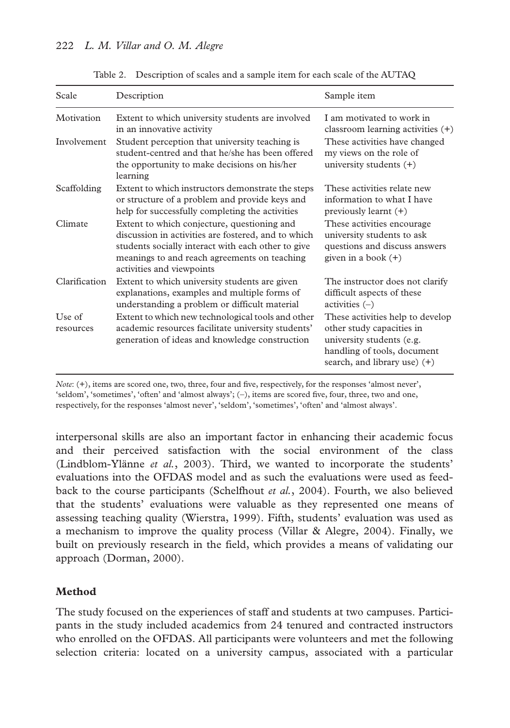Table 2. Description of scales and a sample item for each scale of the AUTAQ

| Scale | Description | Sample item |
| --- | --- | --- |
| Motivation | Extent to which university students are involved in an innovative activity | I am motivated to work in classroom learning activities (+) |
| Involvement | Student perception that university teaching is student-centred and that he/she has been offered the opportunity to make decisions on his/her learning | These activities have changed my views on the role of university students (+) |
| Scaffolding | Extent to which instructors demonstrate the steps or structure of a problem and provide keys and help for successfully completing the activities | These activities relate new information to what I have previously learnt (+) |
| Climate | Extent to which conjecture, questioning and discussion in activities are fostered, and to which students socially interact with each other to give meanings to and reach agreements on teaching activities and viewpoints | These activities encourage university students to ask questions and discuss answers given in a book (+) |
| Clarification | Extent to which university students are given explanations, examples and multiple forms of understanding a problem or difficult material | The instructor does not clarify difficult aspects of these activities (–) |
| Use of resources | Extent to which new technological tools and other academic resources facilitate university students' generation of ideas and knowledge construction | These activities help to develop other study capacities in university students (e.g. handling of tools, document search, and library use) (+) |

*Note*: (+), items are scored one, two, three, four and five, respectively, for the responses 'almost never', 'seldom', 'sometimes', 'often' and 'almost always'; (–), items are scored five, four, three, two and one, respectively, for the responses 'almost never', 'seldom', 'sometimes', 'often' and 'almost always'.

interpersonal skills are also an important factor in enhancing their academic focus and their perceived satisfaction with the social environment of the class (Lindblom-Ylänne *et al.*, 2003). Third, we wanted to incorporate the students' evaluations into the OFDAS model and as such the evaluations were used as feedback to the course participants (Schelfhout *et al.*, 2004). Fourth, we also believed that the students' evaluations were valuable as they represented one means of assessing teaching quality (Wierstra, 1999). Fifth, students' evaluation was used as a mechanism to improve the quality process (Villar & Alegre, 2004). Finally, we built on previously research in the field, which provides a means of validating our approach (Dorman, 2000).

## Method

The study focused on the experiences of staff and students at two campuses. Participants in the study included academics from 24 tenured and contracted instructors who enrolled on the OFDAS. All participants were volunteers and met the following selection criteria: located on a university campus, associated with a particular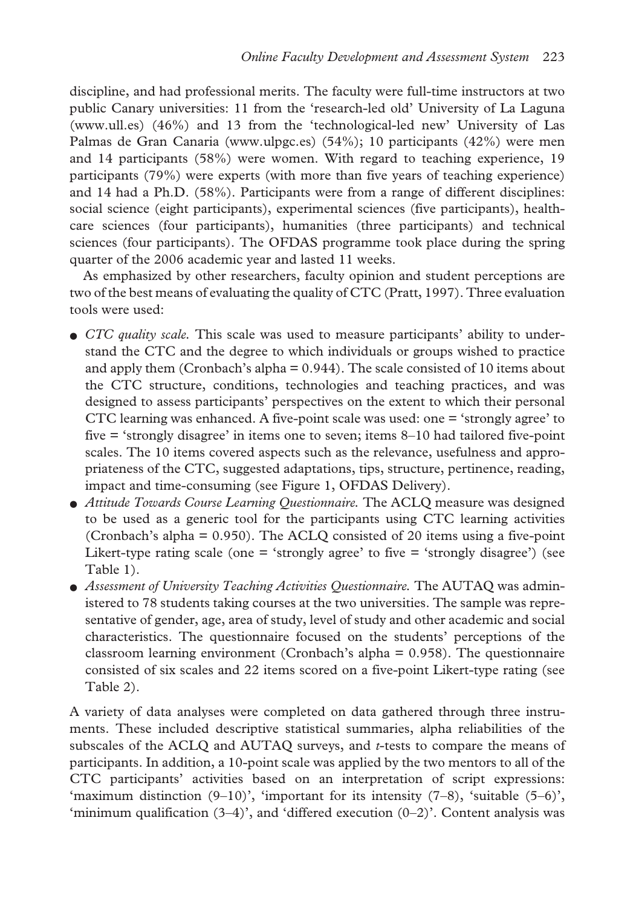discipline, and had professional merits. The faculty were full-time instructors at two public Canary universities: 11 from the 'research-led old' University of La Laguna (www.ull.es) (46%) and 13 from the 'technological-led new' University of Las Palmas de Gran Canaria (www.ulpgc.es) (54%); 10 participants (42%) were men and 14 participants (58%) were women. With regard to teaching experience, 19 participants (79%) were experts (with more than five years of teaching experience) and 14 had a Ph.D. (58%). Participants were from a range of different disciplines: social science (eight participants), experimental sciences (five participants), health-care sciences (four participants), humanities (three participants) and technical sciences (four participants). The OFDAS programme took place during the spring quarter of the 2006 academic year and lasted 11 weeks.

As emphasized by other researchers, faculty opinion and student perceptions are two of the best means of evaluating the quality of CTC (Pratt, 1997). Three evaluation tools were used:

- *CTC quality scale.* This scale was used to measure participants' ability to understand the CTC and the degree to which individuals or groups wished to practice and apply them (Cronbach's alpha = 0.944). The scale consisted of 10 items about the CTC structure, conditions, technologies and teaching practices, and was designed to assess participants' perspectives on the extent to which their personal CTC learning was enhanced. A five-point scale was used: one = 'strongly agree' to five = 'strongly disagree' in items one to seven; items 8–10 had tailored five-point scales. The 10 items covered aspects such as the relevance, usefulness and appropriateness of the CTC, suggested adaptations, tips, structure, pertinence, reading, impact and time-consuming (see Figure 1, OFDAS Delivery).
- *Attitude Towards Course Learning Questionnaire.* The ACLQ measure was designed to be used as a generic tool for the participants using CTC learning activities (Cronbach's alpha = 0.950). The ACLQ consisted of 20 items using a five-point Likert-type rating scale (one = 'strongly agree' to five = 'strongly disagree') (see Table 1).
- *Assessment of University Teaching Activities Questionnaire.* The AUTAQ was administered to 78 students taking courses at the two universities. The sample was representative of gender, age, area of study, level of study and other academic and social characteristics. The questionnaire focused on the students' perceptions of the classroom learning environment (Cronbach's alpha = 0.958). The questionnaire consisted of six scales and 22 items scored on a five-point Likert-type rating (see Table 2).

A variety of data analyses were completed on data gathered through three instruments. These included descriptive statistical summaries, alpha reliabilities of the subscales of the ACLQ and AUTAQ surveys, and *t*-tests to compare the means of participants. In addition, a 10-point scale was applied by the two mentors to all of the CTC participants' activities based on an interpretation of script expressions: 'maximum distinction (9–10)', 'important for its intensity (7–8), 'suitable (5–6)', 'minimum qualification (3–4)', and 'differed execution (0–2)'. Content analysis was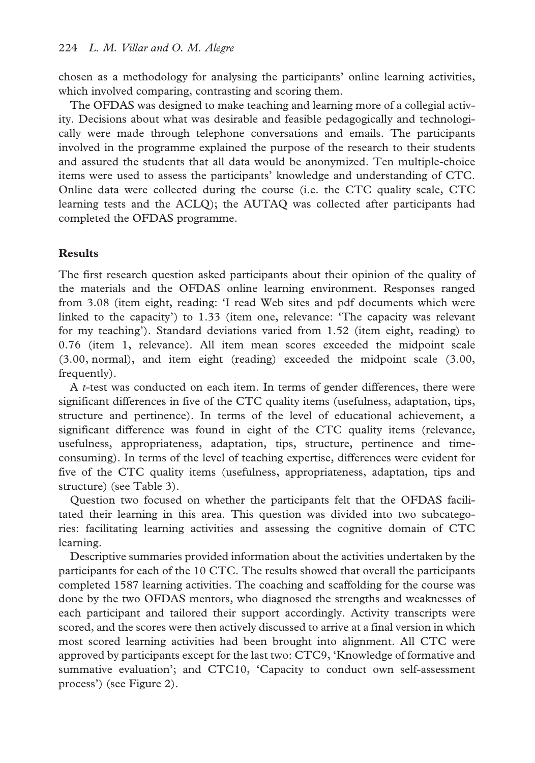chosen as a methodology for analysing the participants' online learning activities, which involved comparing, contrasting and scoring them.

The OFDAS was designed to make teaching and learning more of a collegial activity. Decisions about what was desirable and feasible pedagogically and technologically were made through telephone conversations and emails. The participants involved in the programme explained the purpose of the research to their students and assured the students that all data would be anonymized. Ten multiple-choice items were used to assess the participants' knowledge and understanding of CTC. Online data were collected during the course (i.e. the CTC quality scale, CTC learning tests and the ACLQ); the AUTAQ was collected after participants had completed the OFDAS programme.

## Results

The first research question asked participants about their opinion of the quality of the materials and the OFDAS online learning environment. Responses ranged from 3.08 (item eight, reading: 'I read Web sites and pdf documents which were linked to the capacity') to 1.33 (item one, relevance: 'The capacity was relevant for my teaching'). Standard deviations varied from 1.52 (item eight, reading) to 0.76 (item 1, relevance). All item mean scores exceeded the midpoint scale (3.00, normal), and item eight (reading) exceeded the midpoint scale (3.00, frequently).

A *t*-test was conducted on each item. In terms of gender differences, there were significant differences in five of the CTC quality items (usefulness, adaptation, tips, structure and pertinence). In terms of the level of educational achievement, a significant difference was found in eight of the CTC quality items (relevance, usefulness, appropriateness, adaptation, tips, structure, pertinence and time-consuming). In terms of the level of teaching expertise, differences were evident for five of the CTC quality items (usefulness, appropriateness, adaptation, tips and structure) (see Table 3).

Question two focused on whether the participants felt that the OFDAS facilitated their learning in this area. This question was divided into two subcategories: facilitating learning activities and assessing the cognitive domain of CTC learning.

Descriptive summaries provided information about the activities undertaken by the participants for each of the 10 CTC. The results showed that overall the participants completed 1587 learning activities. The coaching and scaffolding for the course was done by the two OFDAS mentors, who diagnosed the strengths and weaknesses of each participant and tailored their support accordingly. Activity transcripts were scored, and the scores were then actively discussed to arrive at a final version in which most scored learning activities had been brought into alignment. All CTC were approved by participants except for the last two: CTC9, 'Knowledge of formative and summative evaluation'; and CTC10, 'Capacity to conduct own self-assessment process') (see Figure 2).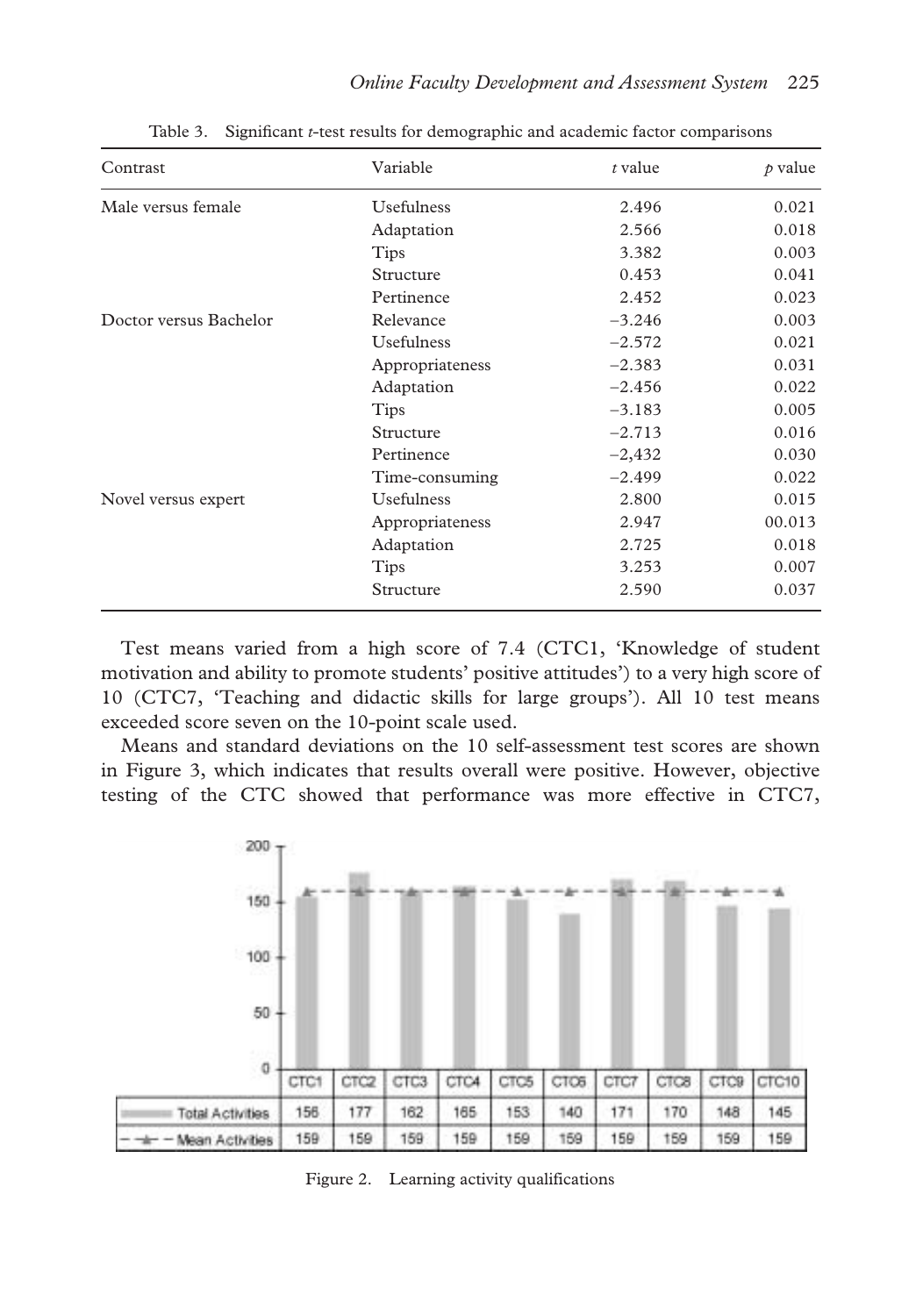Table 3. Significant $t$-test results for demographic and academic factor comparisons

| Contrast | Variable | $t$ value | $p$ value |
|---|---|---|---|
| Male versus female | Usefulness | 2.496 | 0.021 |
| | Adaptation | 2.566 | 0.018 |
| | Tips | 3.382 | 0.003 |
| | Structure | 0.453 | 0.041 |
| | Pertinence | 2.452 | 0.023 |
| Doctor versus Bachelor | Relevance | −3.246 | 0.003 |
| | Usefulness | −2.572 | 0.021 |
| | Appropriateness | −2.383 | 0.031 |
| | Adaptation | −2.456 | 0.022 |
| | Tips | −3.183 | 0.005 |
| | Structure | −2.713 | 0.016 |
| | Pertinence | −2,432 | 0.030 |
| | Time-consuming | −2.499 | 0.022 |
| Novel versus expert | Usefulness | 2.800 | 0.015 |
| | Appropriateness | 2.947 | 00.013 |
| | Adaptation | 2.725 | 0.018 |
| | Tips | 3.253 | 0.007 |
| | Structure | 2.590 | 0.037 |

Test means varied from a high score of 7.4 (CTC1, 'Knowledge of student motivation and ability to promote students' positive attitudes') to a very high score of 10 (CTC7, 'Teaching and didactic skills for large groups'). All 10 test means exceeded score seven on the 10-point scale used.

Means and standard deviations on the 10 self-assessment test scores are shown in Figure 3, which indicates that results overall were positive. However, objective testing of the CTC showed that performance was more effective in CTC7,

| | CTC1 | CTC2 | CTC3 | CTC4 | CTC5 | CTC6 | CTC7 | CTC8 | CTC9 | CTC10 |
|---|---|---|---|---|---|---|---|---|---|---|
| Total Activities | 156 | 177 | 162 | 165 | 153 | 140 | 171 | 170 | 148 | 145 |
| Mean Activities | 159 | 159 | 159 | 159 | 159 | 159 | 159 | 159 | 159 | 159 |

Figure 2. Learning activity qualifications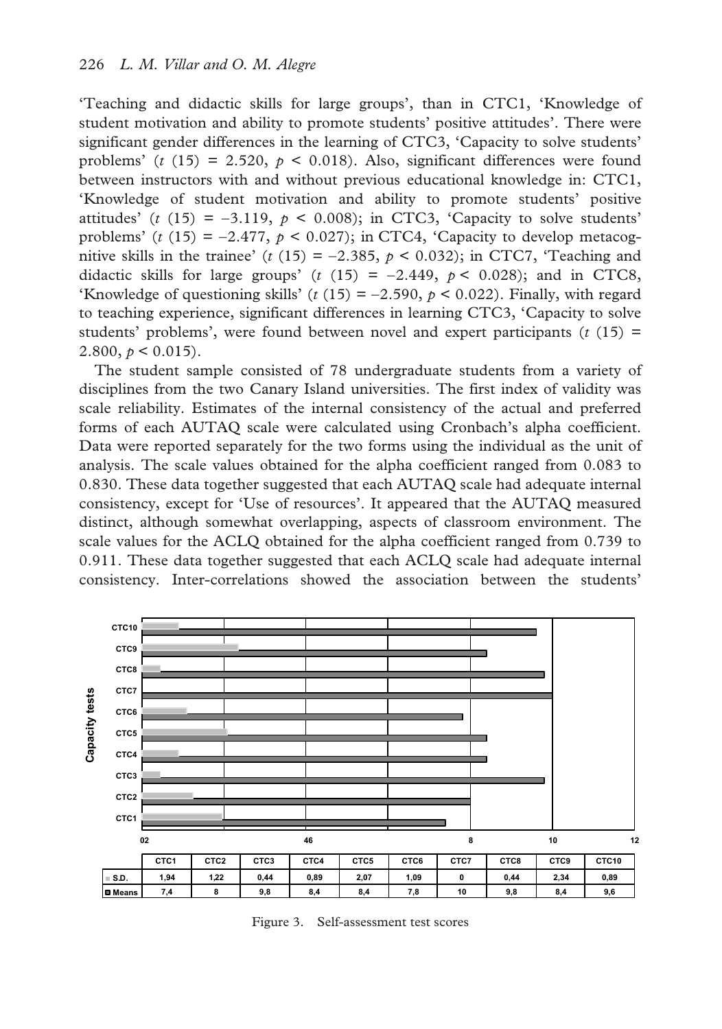'Teaching and didactic skills for large groups', than in CTC1, 'Knowledge of student motivation and ability to promote students' positive attitudes'. There were significant gender differences in the learning of CTC3, 'Capacity to solve students' problems' ($t$ (15) = 2.520, $p$ < 0.018). Also, significant differences were found between instructors with and without previous educational knowledge in: CTC1, 'Knowledge of student motivation and ability to promote students' positive attitudes' ($t$ (15) = –3.119, $p$ < 0.008); in CTC3, 'Capacity to solve students' problems' ($t$ (15) = –2.477, $p$ < 0.027); in CTC4, 'Capacity to develop metacognitive skills in the trainee' ($t$ (15) = –2.385, $p$ < 0.032); in CTC7, 'Teaching and didactic skills for large groups' ($t$ (15) = –2.449, $p$ < 0.028); and in CTC8, 'Knowledge of questioning skills' ($t$ (15) = –2.590, $p$ < 0.022). Finally, with regard to teaching experience, significant differences in learning CTC3, 'Capacity to solve students' problems', were found between novel and expert participants ($t$ (15) = 2.800, $p$ < 0.015).

The student sample consisted of 78 undergraduate students from a variety of disciplines from the two Canary Island universities. The first index of validity was scale reliability. Estimates of the internal consistency of the actual and preferred forms of each AUTAQ scale were calculated using Cronbach's alpha coefficient. Data were reported separately for the two forms using the individual as the unit of analysis. The scale values obtained for the alpha coefficient ranged from 0.083 to 0.830. These data together suggested that each AUTAQ scale had adequate internal consistency, except for 'Use of resources'. It appeared that the AUTAQ measured distinct, although somewhat overlapping, aspects of classroom environment. The scale values for the ACLQ obtained for the alpha coefficient ranged from 0.739 to 0.911. These data together suggested that each ACLQ scale had adequate internal consistency. Inter-correlations showed the association between the students'

| | CTC1 | CTC2 | CTC3 | CTC4 | CTC5 | CTC6 | CTC7 | CTC8 | CTC9 | CTC10 |
|---|---|---|---|---|---|---|---|---|---|---|
| S.D. | 1,94 | 1,22 | 0,44 | 0,89 | 2,07 | 1,09 | 0 | 0,44 | 2,34 | 0,89 |
| Means | 7,4 | 8 | 9,8 | 8,4 | 8,4 | 7,8 | 10 | 9,8 | 8,4 | 9,6 |

Figure 3. Self-assessment test scores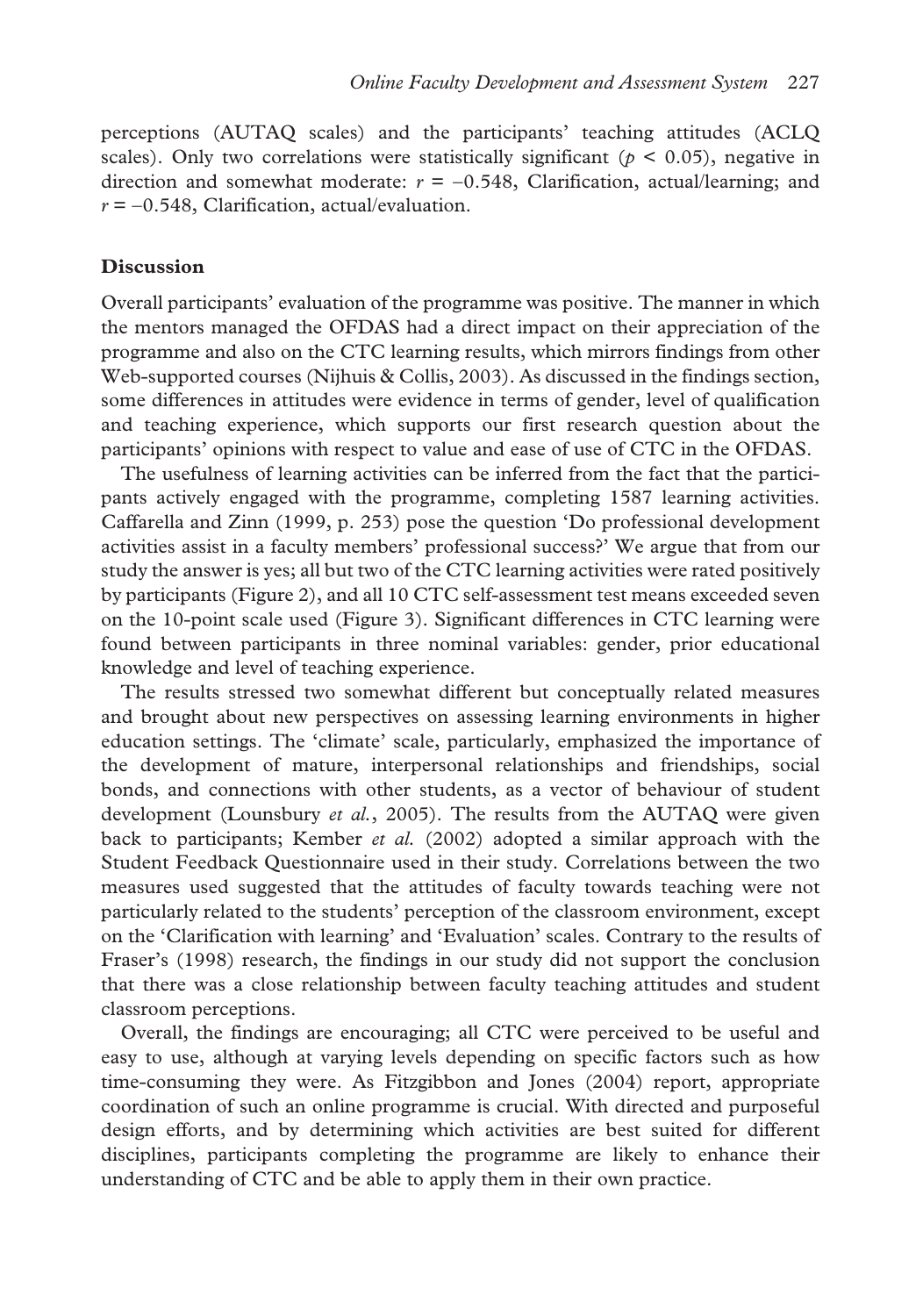perceptions (AUTAQ scales) and the participants' teaching attitudes (ACLQ scales). Only two correlations were statistically significant ($p < 0.05$), negative in direction and somewhat moderate: $r = -0.548$, Clarification, actual/learning; and $r = -0.548$, Clarification, actual/evaluation.

## Discussion

Overall participants' evaluation of the programme was positive. The manner in which the mentors managed the OFDAS had a direct impact on their appreciation of the programme and also on the CTC learning results, which mirrors findings from other Web-supported courses (Nijhuis & Collis, 2003). As discussed in the findings section, some differences in attitudes were evidence in terms of gender, level of qualification and teaching experience, which supports our first research question about the participants' opinions with respect to value and ease of use of CTC in the OFDAS.

The usefulness of learning activities can be inferred from the fact that the participants actively engaged with the programme, completing 1587 learning activities. Caffarella and Zinn (1999, p. 253) pose the question 'Do professional development activities assist in a faculty members' professional success?' We argue that from our study the answer is yes; all but two of the CTC learning activities were rated positively by participants (Figure 2), and all 10 CTC self-assessment test means exceeded seven on the 10-point scale used (Figure 3). Significant differences in CTC learning were found between participants in three nominal variables: gender, prior educational knowledge and level of teaching experience.

The results stressed two somewhat different but conceptually related measures and brought about new perspectives on assessing learning environments in higher education settings. The 'climate' scale, particularly, emphasized the importance of the development of mature, interpersonal relationships and friendships, social bonds, and connections with other students, as a vector of behaviour of student development (Lounsbury *et al.*, 2005). The results from the AUTAQ were given back to participants; Kember *et al.* (2002) adopted a similar approach with the Student Feedback Questionnaire used in their study. Correlations between the two measures used suggested that the attitudes of faculty towards teaching were not particularly related to the students' perception of the classroom environment, except on the 'Clarification with learning' and 'Evaluation' scales. Contrary to the results of Fraser's (1998) research, the findings in our study did not support the conclusion that there was a close relationship between faculty teaching attitudes and student classroom perceptions.

Overall, the findings are encouraging; all CTC were perceived to be useful and easy to use, although at varying levels depending on specific factors such as how time-consuming they were. As Fitzgibbon and Jones (2004) report, appropriate coordination of such an online programme is crucial. With directed and purposeful design efforts, and by determining which activities are best suited for different disciplines, participants completing the programme are likely to enhance their understanding of CTC and be able to apply them in their own practice.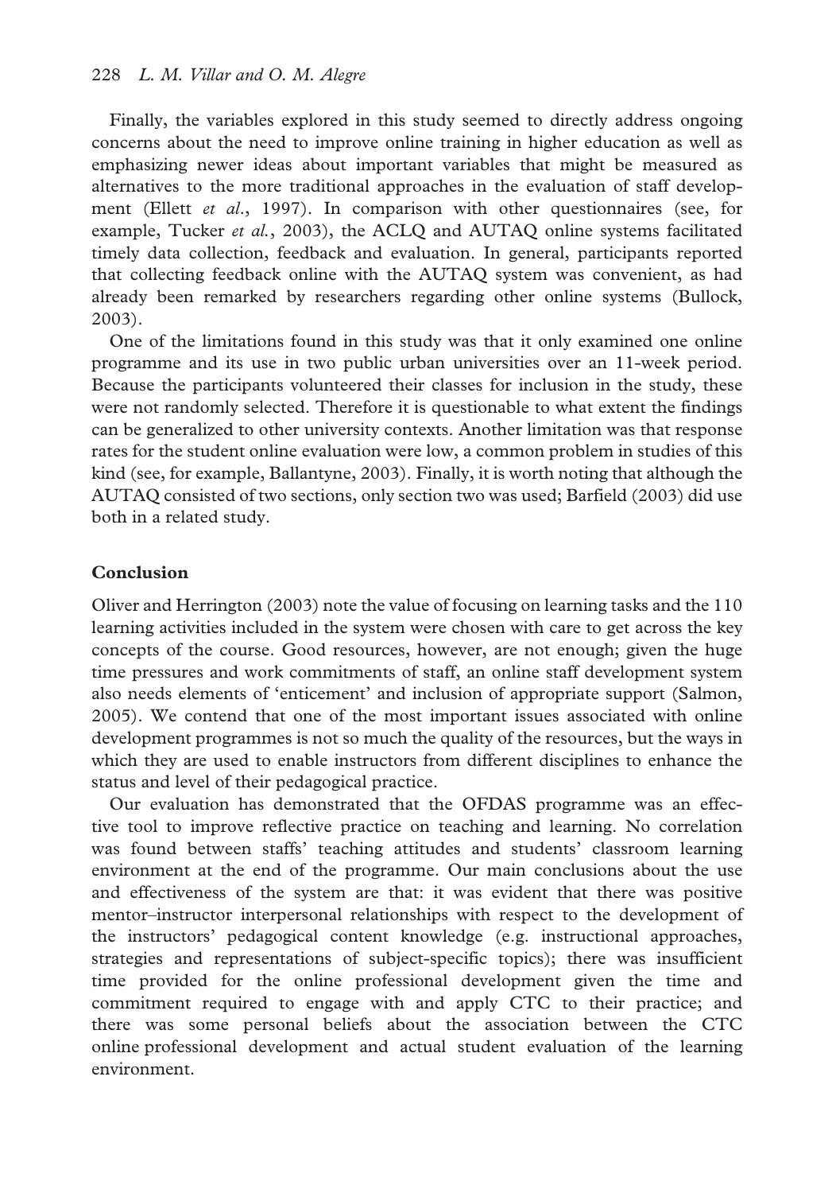Finally, the variables explored in this study seemed to directly address ongoing concerns about the need to improve online training in higher education as well as emphasizing newer ideas about important variables that might be measured as alternatives to the more traditional approaches in the evaluation of staff development (Ellett *et al*., 1997). In comparison with other questionnaires (see, for example, Tucker *et al.*, 2003), the ACLQ and AUTAQ online systems facilitated timely data collection, feedback and evaluation. In general, participants reported that collecting feedback online with the AUTAQ system was convenient, as had already been remarked by researchers regarding other online systems (Bullock, 2003).

One of the limitations found in this study was that it only examined one online programme and its use in two public urban universities over an 11-week period. Because the participants volunteered their classes for inclusion in the study, these were not randomly selected. Therefore it is questionable to what extent the findings can be generalized to other university contexts. Another limitation was that response rates for the student online evaluation were low, a common problem in studies of this kind (see, for example, Ballantyne, 2003). Finally, it is worth noting that although the AUTAQ consisted of two sections, only section two was used; Barfield (2003) did use both in a related study.

## Conclusion

Oliver and Herrington (2003) note the value of focusing on learning tasks and the 110 learning activities included in the system were chosen with care to get across the key concepts of the course. Good resources, however, are not enough; given the huge time pressures and work commitments of staff, an online staff development system also needs elements of 'enticement' and inclusion of appropriate support (Salmon, 2005). We contend that one of the most important issues associated with online development programmes is not so much the quality of the resources, but the ways in which they are used to enable instructors from different disciplines to enhance the status and level of their pedagogical practice.

Our evaluation has demonstrated that the OFDAS programme was an effective tool to improve reflective practice on teaching and learning. No correlation was found between staffs' teaching attitudes and students' classroom learning environment at the end of the programme. Our main conclusions about the use and effectiveness of the system are that: it was evident that there was positive mentor–instructor interpersonal relationships with respect to the development of the instructors' pedagogical content knowledge (e.g. instructional approaches, strategies and representations of subject-specific topics); there was insufficient time provided for the online professional development given the time and commitment required to engage with and apply CTC to their practice; and there was some personal beliefs about the association between the CTC online professional development and actual student evaluation of the learning environment.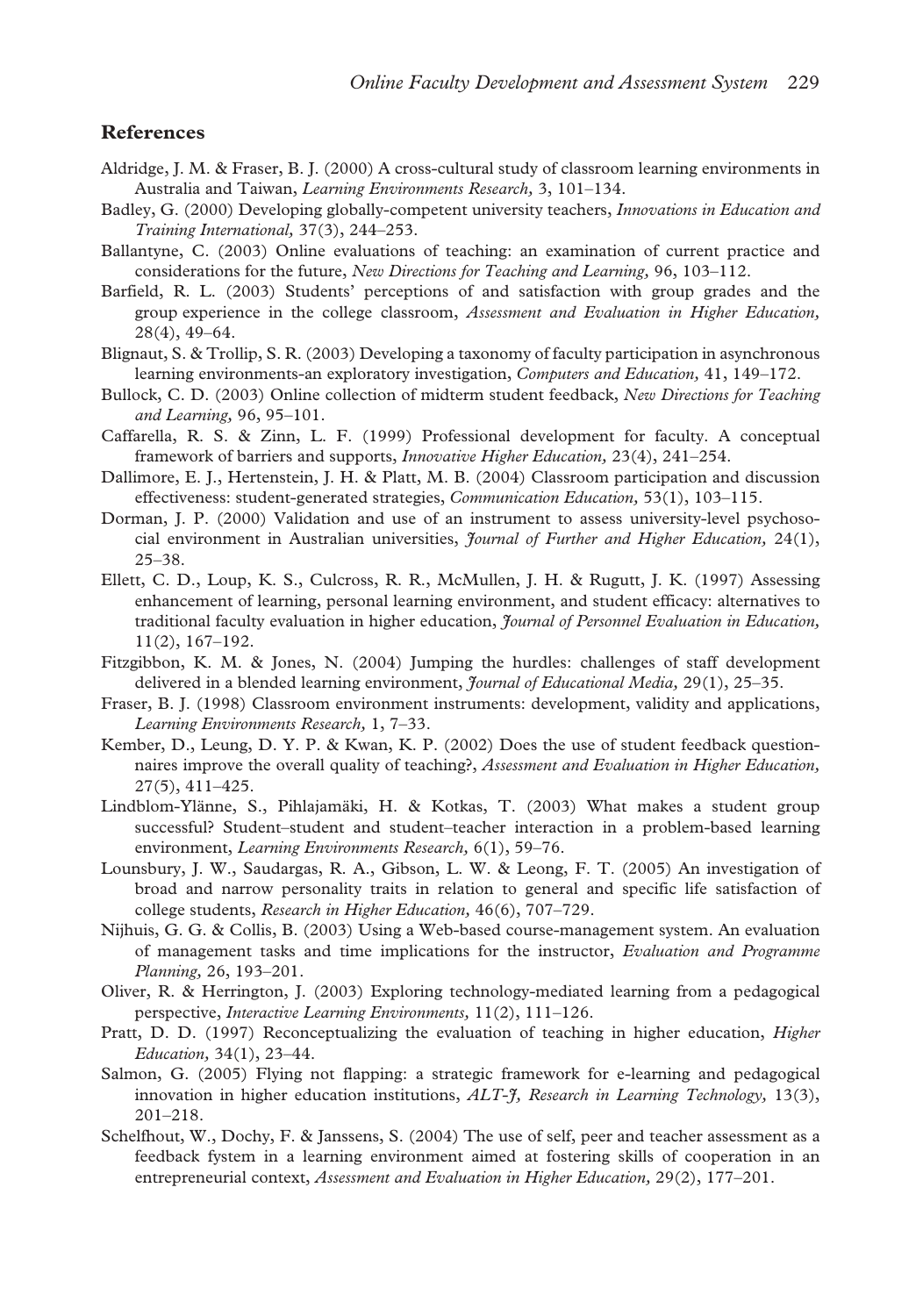## References

Aldridge, J. M. & Fraser, B. J. (2000) A cross-cultural study of classroom learning environments in Australia and Taiwan, *Learning Environments Research,* 3, 101–134.

Badley, G. (2000) Developing globally-competent university teachers, *Innovations in Education and Training International,* 37(3), 244–253.

Ballantyne, C. (2003) Online evaluations of teaching: an examination of current practice and considerations for the future, *New Directions for Teaching and Learning,* 96, 103–112.

Barfield, R. L. (2003) Students' perceptions of and satisfaction with group grades and the group experience in the college classroom, *Assessment and Evaluation in Higher Education,* 28(4), 49–64.

Blignaut, S. & Trollip, S. R. (2003) Developing a taxonomy of faculty participation in asynchronous learning environments-an exploratory investigation, *Computers and Education,* 41, 149–172.

Bullock, C. D. (2003) Online collection of midterm student feedback, *New Directions for Teaching and Learning,* 96, 95–101.

Caffarella, R. S. & Zinn, L. F. (1999) Professional development for faculty. A conceptual framework of barriers and supports, *Innovative Higher Education,* 23(4), 241–254.

Dallimore, E. J., Hertenstein, J. H. & Platt, M. B. (2004) Classroom participation and discussion effectiveness: student-generated strategies, *Communication Education,* 53(1), 103–115.

Dorman, J. P. (2000) Validation and use of an instrument to assess university-level psychosocial environment in Australian universities, *Journal of Further and Higher Education,* 24(1), 25–38.

Ellett, C. D., Loup, K. S., Culcross, R. R., McMullen, J. H. & Rugutt, J. K. (1997) Assessing enhancement of learning, personal learning environment, and student efficacy: alternatives to traditional faculty evaluation in higher education, *Journal of Personnel Evaluation in Education,* 11(2), 167–192.

Fitzgibbon, K. M. & Jones, N. (2004) Jumping the hurdles: challenges of staff development delivered in a blended learning environment, *Journal of Educational Media,* 29(1), 25–35.

Fraser, B. J. (1998) Classroom environment instruments: development, validity and applications, *Learning Environments Research,* 1, 7–33.

Kember, D., Leung, D. Y. P. & Kwan, K. P. (2002) Does the use of student feedback questionnaires improve the overall quality of teaching?, *Assessment and Evaluation in Higher Education,* 27(5), 411–425.

Lindblom-Ylänne, S., Pihlajamäki, H. & Kotkas, T. (2003) What makes a student group successful? Student–student and student–teacher interaction in a problem-based learning environment, *Learning Environments Research,* 6(1), 59–76.

Lounsbury, J. W., Saudargas, R. A., Gibson, L. W. & Leong, F. T. (2005) An investigation of broad and narrow personality traits in relation to general and specific life satisfaction of college students, *Research in Higher Education,* 46(6), 707–729.

Nijhuis, G. G. & Collis, B. (2003) Using a Web-based course-management system. An evaluation of management tasks and time implications for the instructor, *Evaluation and Programme Planning,* 26, 193–201.

Oliver, R. & Herrington, J. (2003) Exploring technology-mediated learning from a pedagogical perspective, *Interactive Learning Environments,* 11(2), 111–126.

Pratt, D. D. (1997) Reconceptualizing the evaluation of teaching in higher education, *Higher Education,* 34(1), 23–44.

Salmon, G. (2005) Flying not flapping: a strategic framework for e-learning and pedagogical innovation in higher education institutions, *ALT-J, Research in Learning Technology,* 13(3), 201–218.

Schelfhout, W., Dochy, F. & Janssens, S. (2004) The use of self, peer and teacher assessment as a feedback fystem in a learning environment aimed at fostering skills of cooperation in an entrepreneurial context, *Assessment and Evaluation in Higher Education,* 29(2), 177–201.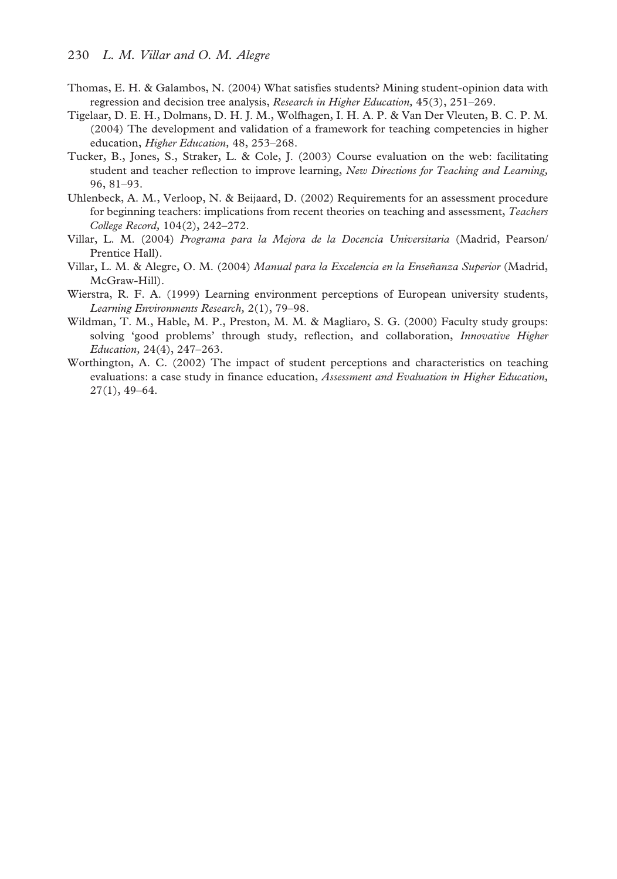Thomas, E. H. & Galambos, N. (2004) What satisfies students? Mining student-opinion data with regression and decision tree analysis, *Research in Higher Education,* 45(3), 251–269.

Tigelaar, D. E. H., Dolmans, D. H. J. M., Wolfhagen, I. H. A. P. & Van Der Vleuten, B. C. P. M. (2004) The development and validation of a framework for teaching competencies in higher education, *Higher Education,* 48, 253–268.

Tucker, B., Jones, S., Straker, L. & Cole, J. (2003) Course evaluation on the web: facilitating student and teacher reflection to improve learning, *New Directions for Teaching and Learning,* 96, 81–93.

Uhlenbeck, A. M., Verloop, N. & Beijaard, D. (2002) Requirements for an assessment procedure for beginning teachers: implications from recent theories on teaching and assessment, *Teachers College Record,* 104(2), 242–272.

Villar, L. M. (2004) *Programa para la Mejora de la Docencia Universitaria* (Madrid, Pearson/ Prentice Hall).

Villar, L. M. & Alegre, O. M. (2004) *Manual para la Excelencia en la Enseñanza Superior* (Madrid, McGraw-Hill).

Wierstra, R. F. A. (1999) Learning environment perceptions of European university students, *Learning Environments Research,* 2(1), 79–98.

Wildman, T. M., Hable, M. P., Preston, M. M. & Magliaro, S. G. (2000) Faculty study groups: solving 'good problems' through study, reflection, and collaboration, *Innovative Higher Education,* 24(4), 247–263.

Worthington, A. C. (2002) The impact of student perceptions and characteristics on teaching evaluations: a case study in finance education, *Assessment and Evaluation in Higher Education,* 27(1), 49–64.